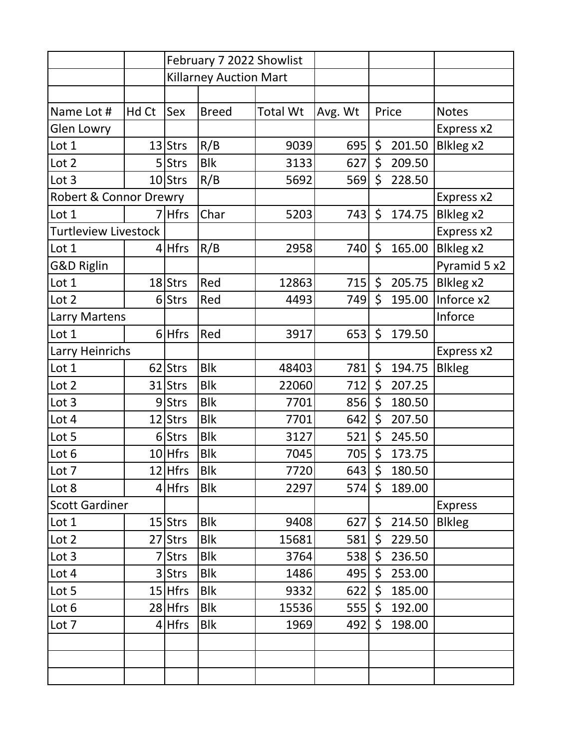| | | February 7 2022 Showlist | | | | | |
|---|---|---|---|---|---|---|---|
| | | Killarney Auction Mart | | | | | |
| | | | | | | | |
| Name Lot # | Hd Ct | Sex | Breed | Total Wt | Avg. Wt | Price | Notes |
| Glen Lowry | | | | | | | Express x2 |
| Lot 1 | 13 | Strs | R/B | 9039 | 695 | $ 201.50 | Blkleg x2 |
| Lot 2 | 5 | Strs | Blk | 3133 | 627 | $ 209.50 | |
| Lot 3 | 10 | Strs | R/B | 5692 | 569 | $ 228.50 | |
| Robert & Connor Drewry | | | | | | | Express x2 |
| Lot 1 | 7 | Hfrs | Char | 5203 | 743 | $ 174.75 | Blkleg x2 |
| Turtleview Livestock | | | | | | | Express x2 |
| Lot 1 | 4 | Hfrs | R/B | 2958 | 740 | $ 165.00 | Blkleg x2 |
| G&D Riglin | | | | | | | Pyramid 5 x2 |
| Lot 1 | 18 | Strs | Red | 12863 | 715 | $ 205.75 | Blkleg x2 |
| Lot 2 | 6 | Strs | Red | 4493 | 749 | $ 195.00 | Inforce x2 |
| Larry Martens | | | | | | | Inforce |
| Lot 1 | 6 | Hfrs | Red | 3917 | 653 | $ 179.50 | |
| Larry Heinrichs | | | | | | | Express x2 |
| Lot 1 | 62 | Strs | Blk | 48403 | 781 | $ 194.75 | Blkleg |
| Lot 2 | 31 | Strs | Blk | 22060 | 712 | $ 207.25 | |
| Lot 3 | 9 | Strs | Blk | 7701 | 856 | $ 180.50 | |
| Lot 4 | 12 | Strs | Blk | 7701 | 642 | $ 207.50 | |
| Lot 5 | 6 | Strs | Blk | 3127 | 521 | $ 245.50 | |
| Lot 6 | 10 | Hfrs | Blk | 7045 | 705 | $ 173.75 | |
| Lot 7 | 12 | Hfrs | Blk | 7720 | 643 | $ 180.50 | |
| Lot 8 | 4 | Hfrs | Blk | 2297 | 574 | $ 189.00 | |
| Scott Gardiner | | | | | | | Express |
| Lot 1 | 15 | Strs | Blk | 9408 | 627 | $ 214.50 | Blkleg |
| Lot 2 | 27 | Strs | Blk | 15681 | 581 | $ 229.50 | |
| Lot 3 | 7 | Strs | Blk | 3764 | 538 | $ 236.50 | |
| Lot 4 | 3 | Strs | Blk | 1486 | 495 | $ 253.00 | |
| Lot 5 | 15 | Hfrs | Blk | 9332 | 622 | $ 185.00 | |
| Lot 6 | 28 | Hfrs | Blk | 15536 | 555 | $ 192.00 | |
| Lot 7 | 4 | Hfrs | Blk | 1969 | 492 | $ 198.00 | |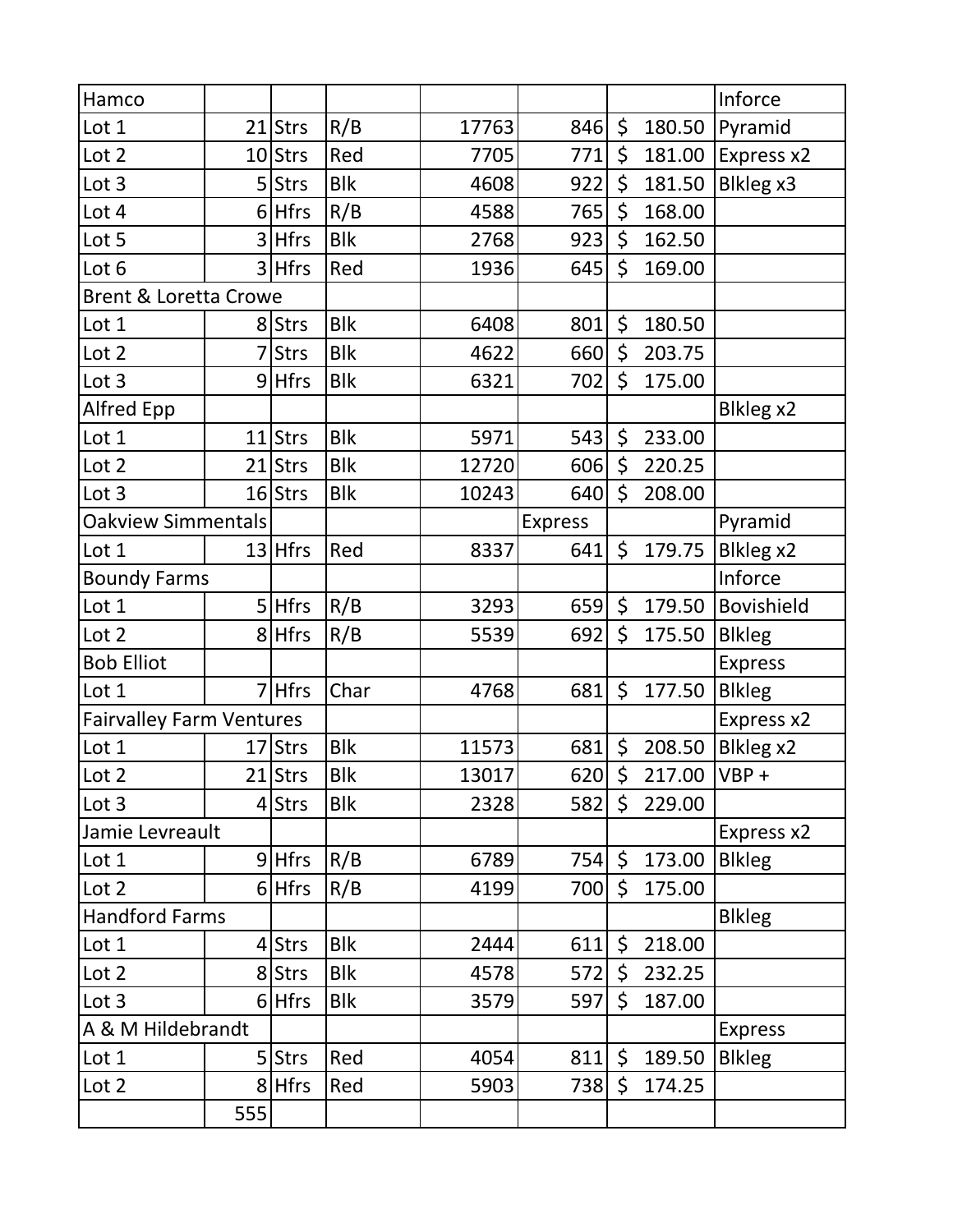| | | | | | | | |
|---|---|---|---|---|---|---|---|
| Hamco | | | | | | | Inforce |
| Lot 1 | 21 | Strs | R/B | 17763 | 846 | $ 180.50 | Pyramid |
| Lot 2 | 10 | Strs | Red | 7705 | 771 | $ 181.00 | Express x2 |
| Lot 3 | 5 | Strs | Blk | 4608 | 922 | $ 181.50 | Blkleg x3 |
| Lot 4 | 6 | Hfrs | R/B | 4588 | 765 | $ 168.00 | |
| Lot 5 | 3 | Hfrs | Blk | 2768 | 923 | $ 162.50 | |
| Lot 6 | 3 | Hfrs | Red | 1936 | 645 | $ 169.00 | |
| Brent & Loretta Crowe | | | | | | | |
| Lot 1 | 8 | Strs | Blk | 6408 | 801 | $ 180.50 | |
| Lot 2 | 7 | Strs | Blk | 4622 | 660 | $ 203.75 | |
| Lot 3 | 9 | Hfrs | Blk | 6321 | 702 | $ 175.00 | |
| Alfred Epp | | | | | | | Blkleg x2 |
| Lot 1 | 11 | Strs | Blk | 5971 | 543 | $ 233.00 | |
| Lot 2 | 21 | Strs | Blk | 12720 | 606 | $ 220.25 | |
| Lot 3 | 16 | Strs | Blk | 10243 | 640 | $ 208.00 | |
| Oakview Simmentals | | | | | Express | | Pyramid |
| Lot 1 | 13 | Hfrs | Red | 8337 | 641 | $ 179.75 | Blkleg x2 |
| Boundy Farms | | | | | | | Inforce |
| Lot 1 | 5 | Hfrs | R/B | 3293 | 659 | $ 179.50 | Bovishield |
| Lot 2 | 8 | Hfrs | R/B | 5539 | 692 | $ 175.50 | Blkleg |
| Bob Elliot | | | | | | | Express |
| Lot 1 | 7 | Hfrs | Char | 4768 | 681 | $ 177.50 | Blkleg |
| Fairvalley Farm Ventures | | | | | | | Express x2 |
| Lot 1 | 17 | Strs | Blk | 11573 | 681 | $ 208.50 | Blkleg x2 |
| Lot 2 | 21 | Strs | Blk | 13017 | 620 | $ 217.00 | VBP + |
| Lot 3 | 4 | Strs | Blk | 2328 | 582 | $ 229.00 | |
| Jamie Levreault | | | | | | | Express x2 |
| Lot 1 | 9 | Hfrs | R/B | 6789 | 754 | $ 173.00 | Blkleg |
| Lot 2 | 6 | Hfrs | R/B | 4199 | 700 | $ 175.00 | |
| Handford Farms | | | | | | | Blkleg |
| Lot 1 | 4 | Strs | Blk | 2444 | 611 | $ 218.00 | |
| Lot 2 | 8 | Strs | Blk | 4578 | 572 | $ 232.25 | |
| Lot 3 | 6 | Hfrs | Blk | 3579 | 597 | $ 187.00 | |
| A & M Hildebrandt | | | | | | | Express |
| Lot 1 | 5 | Strs | Red | 4054 | 811 | $ 189.50 | Blkleg |
| Lot 2 | 8 | Hfrs | Red | 5903 | 738 | $ 174.25 | |
| | 555 | | | | | | |